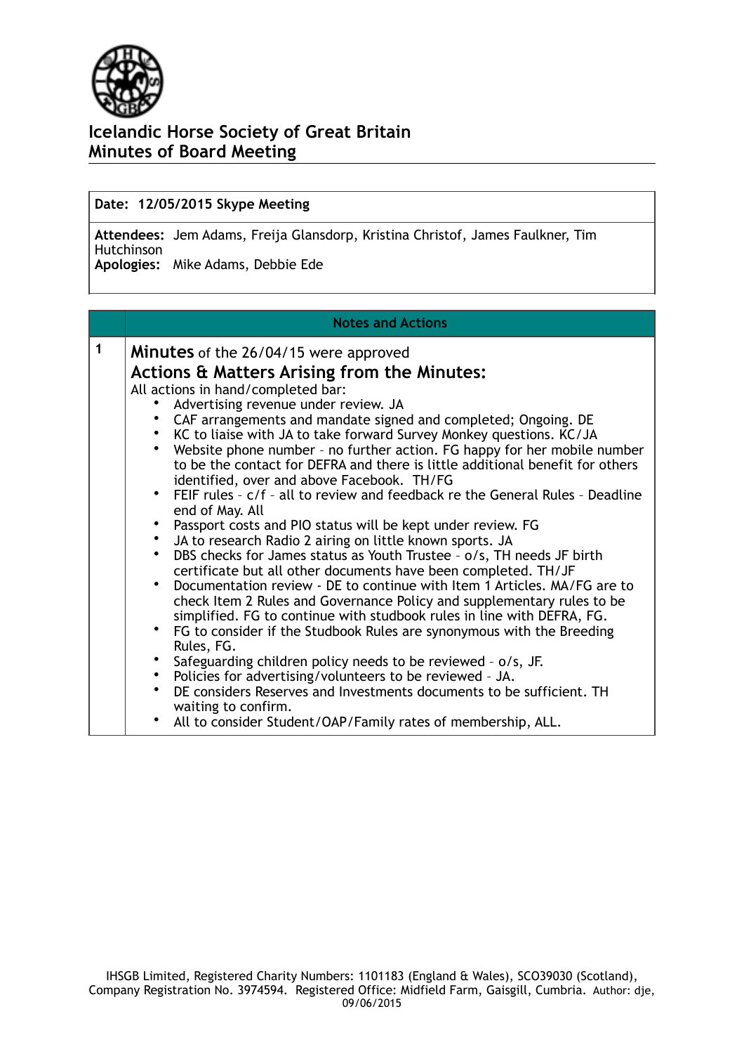# Icelandic Horse Society of Great Britain
## Minutes of Board Meeting

**Date: 12/05/2015 Skype Meeting**

**Attendees:** Jem Adams, Freija Glansdorp, Kristina Christof, James Faulkner, Tim Hutchinson
**Apologies:** Mike Adams, Debbie Ede

| | Notes and Actions |
|---|---|
| 1 | **Minutes** of the 26/04/15 were approved<br>**Actions & Matters Arising from the Minutes:**<br>All actions in hand/completed bar:<br>• Advertising revenue under review. JA<br>• CAF arrangements and mandate signed and completed; Ongoing. DE<br>• KC to liaise with JA to take forward Survey Monkey questions. KC/JA<br>• Website phone number – no further action. FG happy for her mobile number to be the contact for DEFRA and there is little additional benefit for others identified, over and above Facebook. TH/FG<br>• FEIF rules – c/f – all to review and feedback re the General Rules – Deadline end of May. All<br>• Passport costs and PIO status will be kept under review. FG<br>• JA to research Radio 2 airing on little known sports. JA<br>• DBS checks for James status as Youth Trustee – o/s, TH needs JF birth certificate but all other documents have been completed. TH/JF<br>• Documentation review - DE to continue with Item 1 Articles. MA/FG are to check Item 2 Rules and Governance Policy and supplementary rules to be simplified. FG to continue with studbook rules in line with DEFRA, FG.<br>• FG to consider if the Studbook Rules are synonymous with the Breeding Rules, FG.<br>• Safeguarding children policy needs to be reviewed – o/s, JF.<br>• Policies for advertising/volunteers to be reviewed – JA.<br>• DE considers Reserves and Investments documents to be sufficient. TH waiting to confirm.<br>• All to consider Student/OAP/Family rates of membership, ALL. |

IHSGB Limited, Registered Charity Numbers: 1101183 (England & Wales), SCO39030 (Scotland), Company Registration No. 3974594. Registered Office: Midfield Farm, Gaisgill, Cumbria. Author: dje, 09/06/2015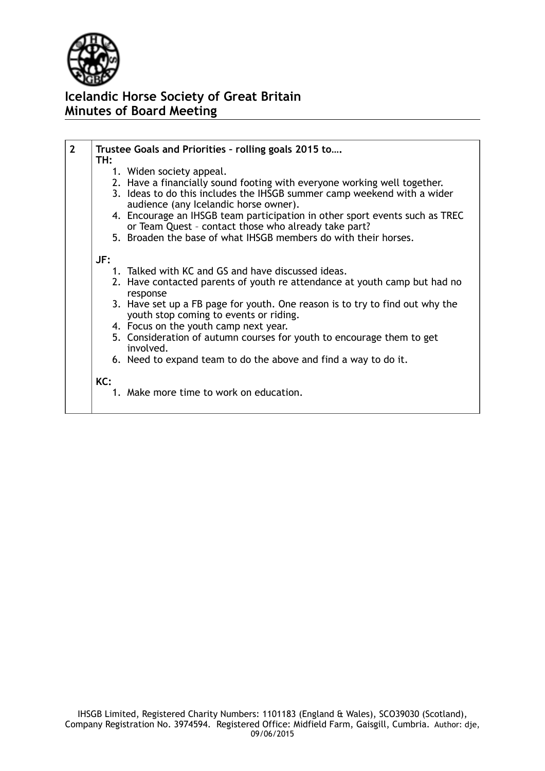# Icelandic Horse Society of Great Britain
## Minutes of Board Meeting

| | |
|---|---|
| 2 | **Trustee Goals and Priorities – rolling goals 2015 to….**<br>**TH:**<br>1. Widen society appeal.<br>2. Have a financially sound footing with everyone working well together.<br>3. Ideas to do this includes the IHSGB summer camp weekend with a wider audience (any Icelandic horse owner).<br>4. Encourage an IHSGB team participation in other sport events such as TREC or Team Quest – contact those who already take part?<br>5. Broaden the base of what IHSGB members do with their horses.<br><br>**JF:**<br>1. Talked with KC and GS and have discussed ideas.<br>2. Have contacted parents of youth re attendance at youth camp but had no response<br>3. Have set up a FB page for youth. One reason is to try to find out why the youth stop coming to events or riding.<br>4. Focus on the youth camp next year.<br>5. Consideration of autumn courses for youth to encourage them to get involved.<br>6. Need to expand team to do the above and find a way to do it.<br><br>**KC:**<br>1. Make more time to work on education. |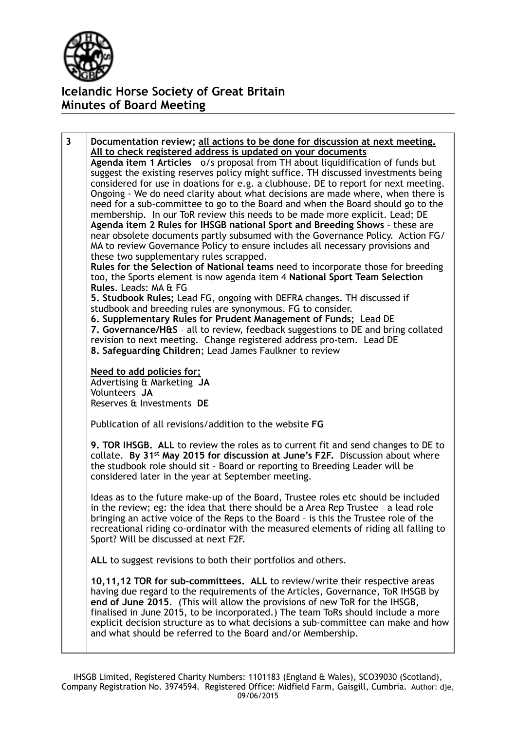# Icelandic Horse Society of Great Britain
## Minutes of Board Meeting

| | |
|---|---|
| 3 | **Documentation review; <u>all actions to be done for discussion at next meeting. All to check registered address is updated on your documents</u>**<br>**Agenda item 1 Articles** – o/s proposal from TH about liquidification of funds but suggest the existing reserves policy might suffice. TH discussed investments being considered for use in doations for e.g. a clubhouse. DE to report for next meeting. Ongoing - We do need clarity about what decisions are made where, when there is need for a sub-committee to go to the Board and when the Board should go to the membership. In our ToR review this needs to be made more explicit. Lead; DE<br>**Agenda item 2 Rules for IHSGB national Sport and Breeding Shows** – these are near obsolete documents partly subsumed with the Governance Policy. Action FG/MA to review Governance Policy to ensure includes all necessary provisions and these two supplementary rules scrapped.<br>**Rules for the Selection of National teams** need to incorporate those for breeding too, the Sports element is now agenda item 4 **National Sport Team Selection Rules**. Leads: MA & FG<br>**5. Studbook Rules;** Lead FG, ongoing with DEFRA changes. TH discussed if studbook and breeding rules are synonymous. FG to consider.<br>**6. Supplementary Rules for Prudent Management of Funds;** Lead DE<br>**7. Governance/H&S** – all to review, feedback suggestions to DE and bring collated revision to next meeting. Change registered address pro-tem. Lead DE<br>**8. Safeguarding Children**; Lead James Faulkner to review<br><br>**<u>Need to add policies for;</u>**<br>Advertising & Marketing **JA**<br>Volunteers **JA**<br>Reserves & Investments **DE**<br><br>Publication of all revisions/addition to the website **FG**<br><br>**9. TOR IHSGB. ALL** to review the roles as to current fit and send changes to DE to collate. **By 31st May 2015 for discussion at June's F2F.** Discussion about where the studbook role should sit – Board or reporting to Breeding Leader will be considered later in the year at September meeting.<br><br>Ideas as to the future make-up of the Board, Trustee roles etc should be included in the review; eg: the idea that there should be a Area Rep Trustee – a lead role bringing an active voice of the Reps to the Board – is this the Trustee role of the recreational riding co-ordinator with the measured elements of riding all falling to Sport? Will be discussed at next F2F.<br><br>**ALL** to suggest revisions to both their portfolios and others.<br><br>**10,11,12 TOR for sub-committees. ALL** to review/write their respective areas having due regard to the requirements of the Articles, Governance, ToR IHSGB by **end of June 2015**. (This will allow the provisions of new ToR for the IHSGB, finalised in June 2015, to be incorporated.) The team ToRs should include a more explicit decision structure as to what decisions a sub-committee can make and how and what should be referred to the Board and/or Membership. |

IHSGB Limited, Registered Charity Numbers: 1101183 (England & Wales), SCO39030 (Scotland), Company Registration No. 3974594. Registered Office: Midfield Farm, Gaisgill, Cumbria. Author: dje, 09/06/2015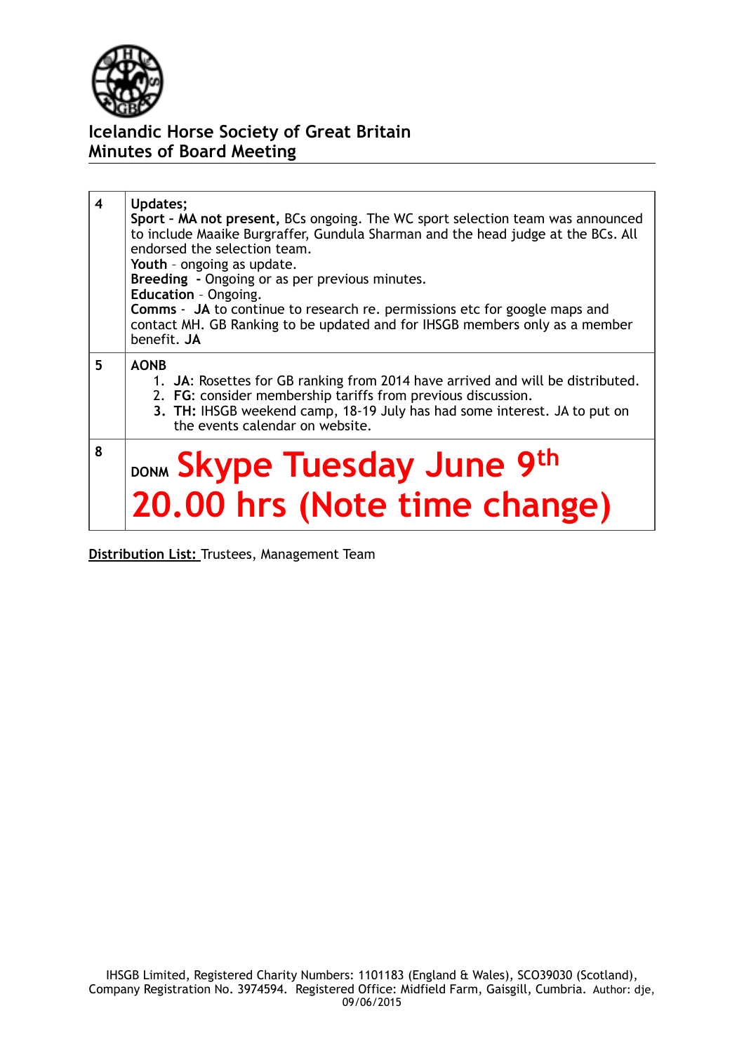**Icelandic Horse Society of Great Britain**
**Minutes of Board Meeting**

| | |
|---|---|
| 4 | **Updates;**<br>**Sport – MA not present,** BCs ongoing. The WC sport selection team was announced to include Maaike Burgraffer, Gundula Sharman and the head judge at the BCs. All endorsed the selection team.<br>**Youth** – ongoing as update.<br>**Breeding -** Ongoing or as per previous minutes.<br>**Education** – Ongoing.<br>**Comms** - **JA** to continue to research re. permissions etc for google maps and contact MH. GB Ranking to be updated and for IHSGB members only as a member benefit. **JA** |
| 5 | **AONB**<br>1. **JA**: Rosettes for GB ranking from 2014 have arrived and will be distributed.<br>2. **FG**: consider membership tariffs from previous discussion.<br>3. **TH:** IHSGB weekend camp, 18-19 July has had some interest. JA to put on the events calendar on website. |
| 8 | **DONM Skype Tuesday June 9th 20.00 hrs (Note time change)** |

**Distribution List:** Trustees, Management Team

IHSGB Limited, Registered Charity Numbers: 1101183 (England & Wales), SCO39030 (Scotland), Company Registration No. 3974594. Registered Office: Midfield Farm, Gaisgill, Cumbria. Author: dje, 09/06/2015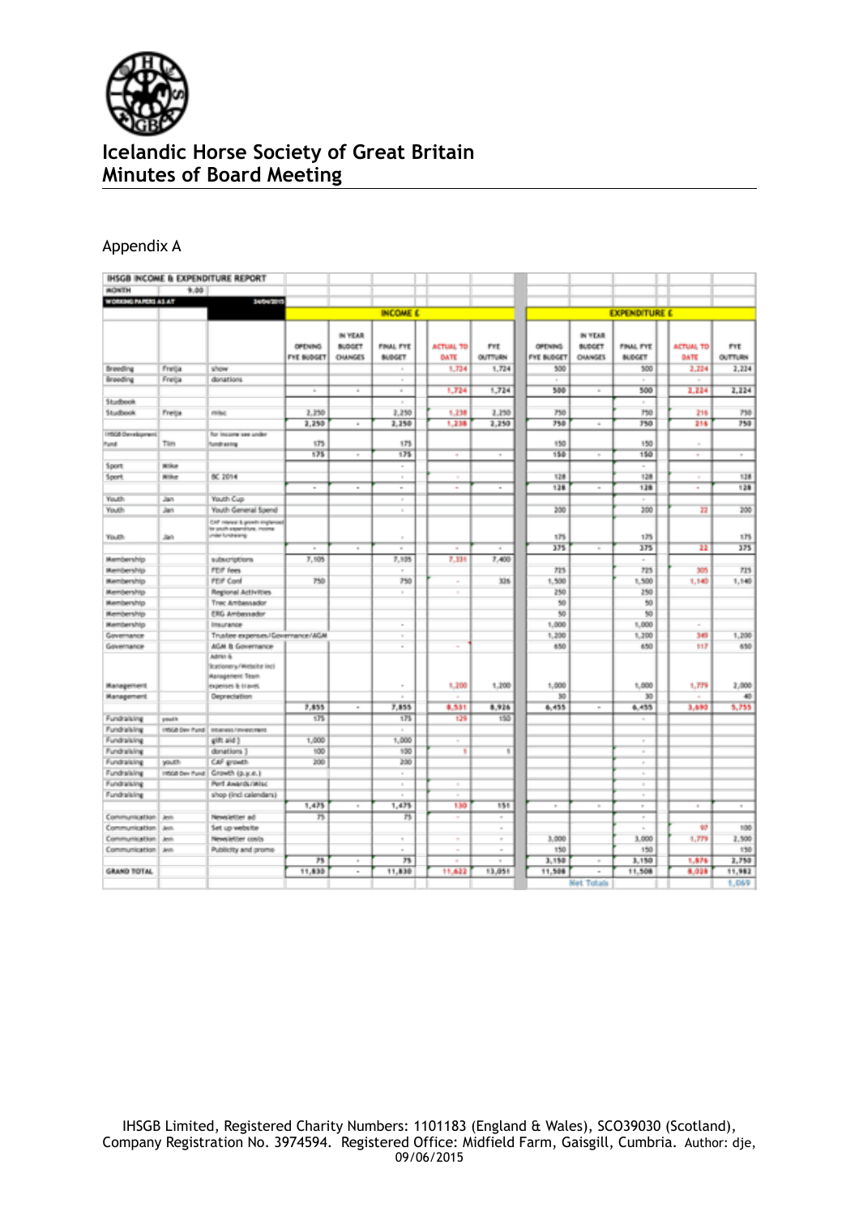# Icelandic Horse Society of Great Britain
# Minutes of Board Meeting

Appendix A

| IHSGB INCOME & EXPENDITURE REPORT | | | | | | | | | | | | | | |
|---|---|---|---|---|---|---|---|---|---|---|---|---|---|---|
| MONTH | 9.00 | | | | | | | | | | | | | |
| WORKING PAPERS AS AT | | 24/04/2015 | | | | | | | | | | | | |
| | | | INCOME £ | | | | | | EXPENDITURE £ | | | | | |
| | | | OPENING FYE BUDGET | IN YEAR BUDGET CHANGES | FINAL FYE BUDGET | ACTUAL TO DATE | FYE OUTTURN | | OPENING FYE BUDGET | IN YEAR BUDGET CHANGES | FINAL FYE BUDGET | ACTUAL TO DATE | FYE OUTTURN | |
| Breeding | Freija | show | | | - | 1,724 | 1,724 | | 500 | | 500 | 2,224 | 2,224 | |
| Breeding | Freija | donations | | | - | | | | - | | - | | | |
| | | | - | - | - | 1,724 | 1,724 | | 500 | - | 500 | 2,224 | 2,224 | |
| Studbook | | | | | - | | | | | | - | | | |
| Studbook | Freija | misc | 2,250 | | 2,250 | 1,238 | 2,250 | | 750 | | 750 | 216 | 750 | |
| | | | 2,250 | - | 2,250 | 1,238 | 2,250 | | 750 | - | 750 | 216 | 750 | |
| IHSGB Development Fund | Tim | for income see under fundraising | 175 | | 175 | | | | 150 | | 150 | - | | |
| | | | 175 | - | 175 | - | - | | 150 | - | 150 | - | - | |
| Sport | Mike | | | | - | | | | | | - | | | |
| Sport | Mike | BC 2014 | | | - | - | | | 128 | | 128 | - | 128 | |
| | | | - | - | - | - | - | | 128 | - | 128 | - | 128 | |
| Youth | Jan | Youth Cup | | | - | | | | | | - | | | |
| Youth | Jan | Youth General Spend | | | - | | | | 200 | | 200 | 22 | 200 | |
| Youth | Jan | CAF interest & growth ringfenced for youth expenditure. Income under fundraising | | | - | | | | 175 | | 175 | | 175 | |
| | | | - | - | - | - | - | | 375 | - | 375 | 22 | 375 | |
| Membership | | subscriptions | 7,105 | | 7,105 | 7,331 | 7,400 | | | | - | | | |
| Membership | | FEIF fees | | | - | | | | 725 | | 725 | 305 | 725 | |
| Membership | | FEIF Conf | 750 | | 750 | - | 326 | | 1,500 | | 1,500 | 1,140 | 1,140 | |
| Membership | | Regional Activities | | | - | - | | | 250 | | 250 | | | |
| Membership | | Trec Ambassador | | | | | | | 50 | | 50 | | | |
| Membership | | ERG Ambassador | | | | | | | 50 | | 50 | | | |
| Membership | | Insurance | | | - | | | | 1,000 | | 1,000 | - | | |
| Governance | | Trustee expenses/Governance/AGM | | | - | | | | 1,200 | | 1,200 | 349 | 1,200 | |
| Governance | | AGM & Governance | | | - | - | | | 650 | | 650 | 117 | 650 | |
| Management | | Admin & Stationery/Website incl Management Team expenses & travel | | | - | 1,200 | 1,200 | | 1,000 | | 1,000 | 1,779 | 2,000 | |
| Management | | Depreciation | | | - | - | | | 30 | | 30 | - | 40 | |
| | | | 7,855 | - | 7,855 | 8,531 | 8,926 | | 6,455 | - | 6,455 | 3,690 | 5,755 | |
| Fundraising | youth | | 175 | | 175 | 129 | 150 | | | | - | | | |
| Fundraising | IHSGB Dev Fund | interest/investment | | | - | | | | | | | | | |
| Fundraising | | gift aid } | 1,000 | | 1,000 | - | | | | | - | | | |
| Fundraising | | donations } | 100 | | 100 | 1 | 1 | | | | - | | | |
| Fundraising | youth | CAF growth | 200 | | 200 | | | | | | - | | | |
| Fundraising | IHSGB Dev Fund | Growth (p.y.e.) | | | - | | | | | | - | | | |
| Fundraising | | Perf Awards/misc | | | - | - | | | | | - | | | |
| Fundraising | | shop (incl calendars) | | | - | - | | | | | - | | | |
| | | | 1,475 | - | 1,475 | 130 | 151 | | - | - | - | - | - | |
| Communication | Jem | Newsletter ad | 75 | | 75 | - | - | | | | - | | | |
| Communication | Jem | Set up website | | | | | - | | | | - | 97 | 100 | |
| Communication | Jem | Newsletter costs | | | - | - | - | | 3,000 | | 3,000 | 1,779 | 2,500 | |
| Communication | Jem | Publicity and promo | | | - | - | - | | 150 | | 150 | | 150 | |
| | | | 75 | - | 75 | - | - | | 3,150 | - | 3,150 | 1,876 | 2,750 | |
| GRAND TOTAL | | | 11,830 | - | 11,830 | 11,622 | 13,051 | | 11,508 | - | 11,508 | 8,028 | 11,982 | |
| | | | | | | | | | | Net Totals | | | 1,069 | |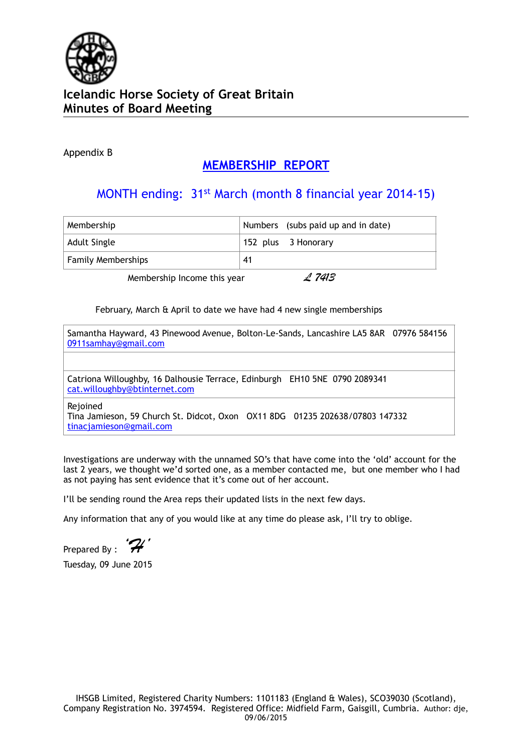# Icelandic Horse Society of Great Britain
## Minutes of Board Meeting

Appendix B

## MEMBERSHIP REPORT

### MONTH ending: 31st March (month 8 financial year 2014-15)

| Membership | Numbers (subs paid up and in date) |
|---|---|
| Adult Single | 152 plus 3 Honorary |
| Family Memberships | 41 |

Membership Income this year £ 7413

February, March & April to date we have had 4 new single memberships

| |
|---|
| Samantha Hayward, 43 Pinewood Avenue, Bolton-Le-Sands, Lancashire LA5 8AR 07976 584156 0911samhay@gmail.com |
| |
| Catriona Willoughby, 16 Dalhousie Terrace, Edinburgh EH10 5NE 0790 2089341 cat.willoughby@btinternet.com |
| Rejoined<br>Tina Jamieson, 59 Church St. Didcot, Oxon OX11 8DG 01235 202638/07803 147332 tinacjamieson@gmail.com |

Investigations are underway with the unnamed SO's that have come into the 'old' account for the last 2 years, we thought we'd sorted one, as a member contacted me, but one member who I had as not paying has sent evidence that it's come out of her account.

I'll be sending round the Area reps their updated lists in the next few days.

Any information that any of you would like at any time do please ask, I'll try to oblige.

Prepared By : 'H'

Tuesday, 09 June 2015

IHSGB Limited, Registered Charity Numbers: 1101183 (England & Wales), SCO39030 (Scotland), Company Registration No. 3974594. Registered Office: Midfield Farm, Gaisgill, Cumbria. Author: dje, 09/06/2015